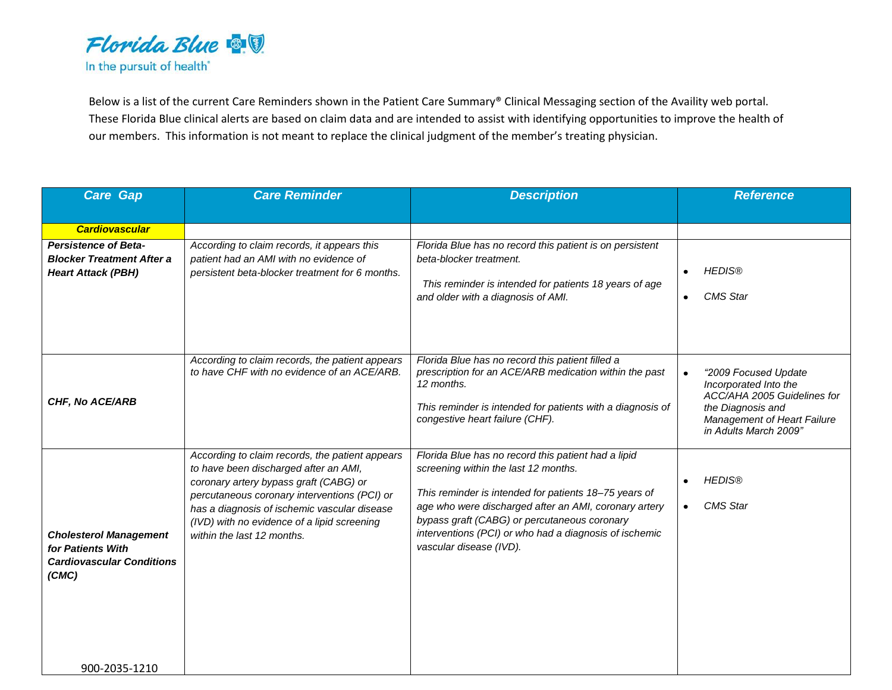Florida Blue
In the pursuit of health®

Below is a list of the current Care Reminders shown in the Patient Care Summary® Clinical Messaging section of the Availity web portal. These Florida Blue clinical alerts are based on claim data and are intended to assist with identifying opportunities to improve the health of our members. This information is not meant to replace the clinical judgment of the member's treating physician.

| Care Gap | Care Reminder | Description | Reference |
|---|---|---|---|
| **Cardiovascular** | | | |
| ***Persistence of Beta-Blocker Treatment After a Heart Attack (PBH)*** | *According to claim records, it appears this patient had an AMI with no evidence of persistent beta-blocker treatment for 6 months.* | *Florida Blue has no record this patient is on persistent beta-blocker treatment.*<br><br>*This reminder is intended for patients 18 years of age and older with a diagnosis of AMI.* | • *HEDIS®*<br>• *CMS Star* |
| ***CHF, No ACE/ARB*** | *According to claim records, the patient appears to have CHF with no evidence of an ACE/ARB.* | *Florida Blue has no record this patient filled a prescription for an ACE/ARB medication within the past 12 months.*<br><br>*This reminder is intended for patients with a diagnosis of congestive heart failure (CHF).* | • *"2009 Focused Update Incorporated Into the ACC/AHA 2005 Guidelines for the Diagnosis and Management of Heart Failure in Adults March 2009"* |
| ***Cholesterol Management for Patients With Cardiovascular Conditions (CMC)*** | *According to claim records, the patient appears to have been discharged after an AMI, coronary artery bypass graft (CABG) or percutaneous coronary interventions (PCI) or has a diagnosis of ischemic vascular disease (IVD) with no evidence of a lipid screening within the last 12 months.* | *Florida Blue has no record this patient had a lipid screening within the last 12 months.*<br><br>*This reminder is intended for patients 18–75 years of age who were discharged after an AMI, coronary artery bypass graft (CABG) or percutaneous coronary interventions (PCI) or who had a diagnosis of ischemic vascular disease (IVD).* | • *HEDIS®*<br>• *CMS Star* |

900-2035-1210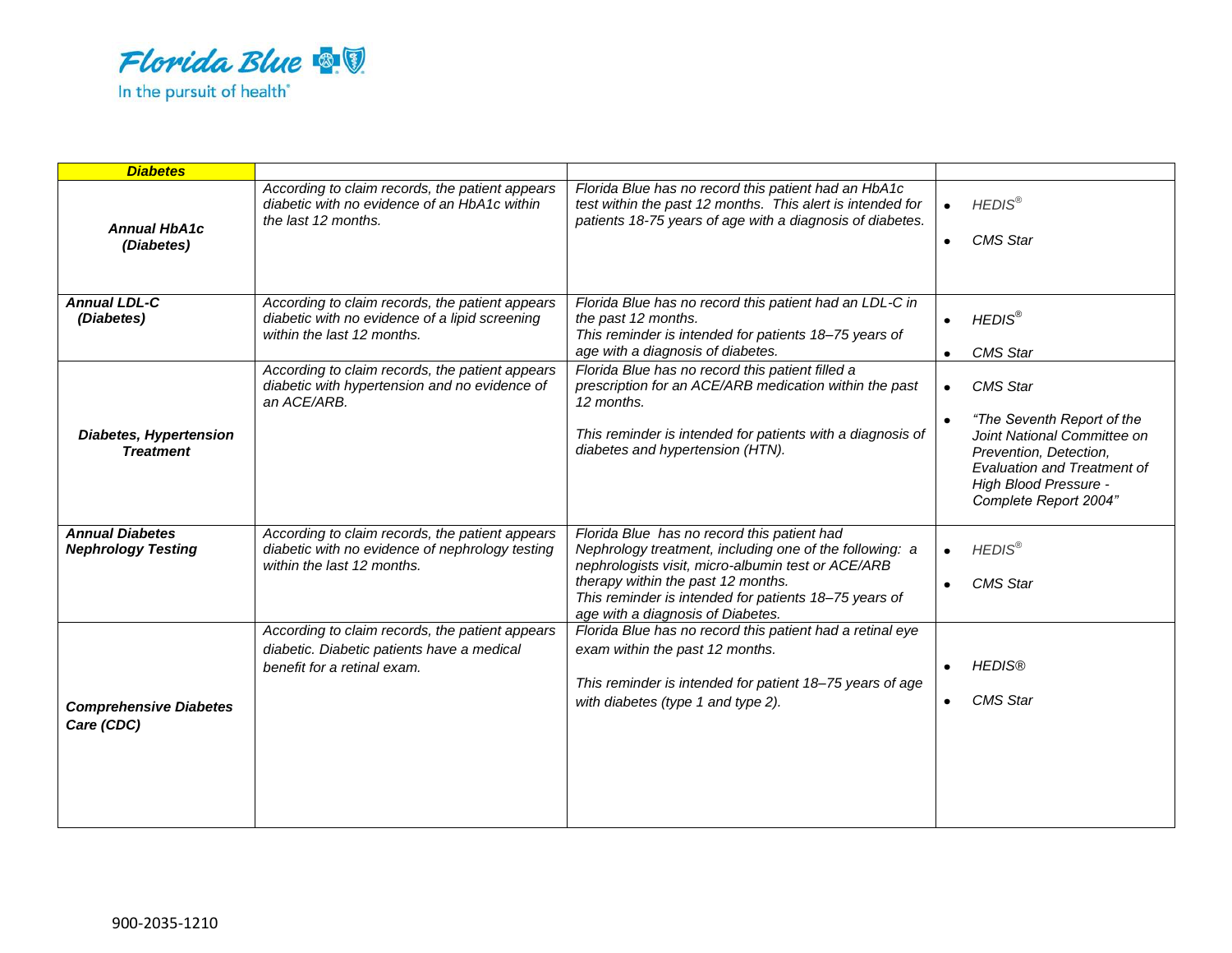| Diabetes | | | |
|---|---|---|---|
| ***Annual HbA1c (Diabetes)*** | *According to claim records, the patient appears diabetic with no evidence of an HbA1c within the last 12 months.* | *Florida Blue has no record this patient had an HbA1c test within the past 12 months. This alert is intended for patients 18-75 years of age with a diagnosis of diabetes.* | • *HEDIS®*<br>• *CMS Star* |
| ***Annual LDL-C (Diabetes)*** | *According to claim records, the patient appears diabetic with no evidence of a lipid screening within the last 12 months.* | *Florida Blue has no record this patient had an LDL-C in the past 12 months. This reminder is intended for patients 18–75 years of age with a diagnosis of diabetes.* | • *HEDIS®*<br>• *CMS Star* |
| ***Diabetes, Hypertension Treatment*** | *According to claim records, the patient appears diabetic with hypertension and no evidence of an ACE/ARB.* | *Florida Blue has no record this patient filled a prescription for an ACE/ARB medication within the past 12 months.*<br><br>*This reminder is intended for patients with a diagnosis of diabetes and hypertension (HTN).* | • *CMS Star*<br>• *"The Seventh Report of the Joint National Committee on Prevention, Detection, Evaluation and Treatment of High Blood Pressure - Complete Report 2004"* |
| ***Annual Diabetes Nephrology Testing*** | *According to claim records, the patient appears diabetic with no evidence of nephrology testing within the last 12 months.* | *Florida Blue has no record this patient had Nephrology treatment, including one of the following: a nephrologists visit, micro-albumin test or ACE/ARB therapy within the past 12 months. This reminder is intended for patients 18–75 years of age with a diagnosis of Diabetes.* | • *HEDIS®*<br>• *CMS Star* |
| ***Comprehensive Diabetes Care (CDC)*** | *According to claim records, the patient appears diabetic. Diabetic patients have a medical benefit for a retinal exam.* | *Florida Blue has no record this patient had a retinal eye exam within the past 12 months.*<br><br>*This reminder is intended for patient 18–75 years of age with diabetes (type 1 and type 2).* | • *HEDIS®*<br>• *CMS Star* |

900-2035-1210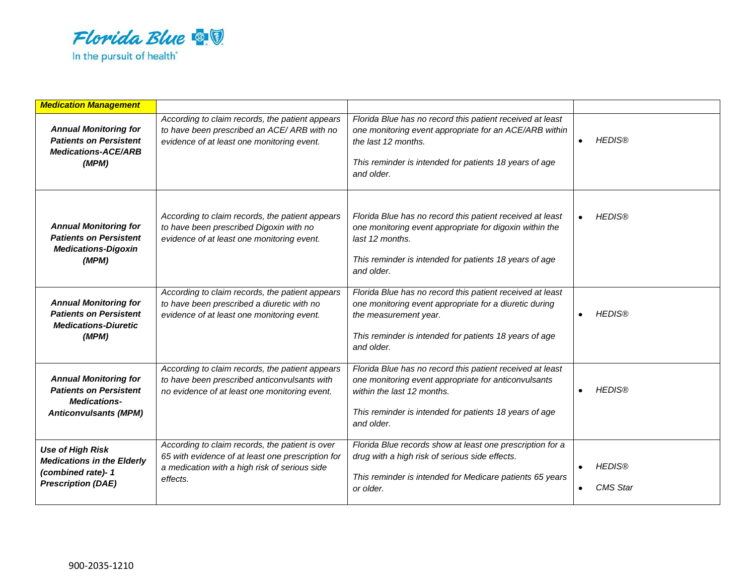| ***Medication Management*** | | | |
|---|---|---|---|
| ***Annual Monitoring for Patients on Persistent Medications-ACE/ARB (MPM)*** | *According to claim records, the patient appears to have been prescribed an ACE/ ARB with no evidence of at least one monitoring event.* | *Florida Blue has no record this patient received at least one monitoring event appropriate for an ACE/ARB within the last 12 months.*<br><br>*This reminder is intended for patients 18 years of age and older.* | • *HEDIS®* |
| ***Annual Monitoring for Patients on Persistent Medications-Digoxin (MPM)*** | *According to claim records, the patient appears to have been prescribed Digoxin with no evidence of at least one monitoring event.* | *Florida Blue has no record this patient received at least one monitoring event appropriate for digoxin within the last 12 months.*<br><br>*This reminder is intended for patients 18 years of age and older.* | • *HEDIS®* |
| ***Annual Monitoring for Patients on Persistent Medications-Diuretic (MPM)*** | *According to claim records, the patient appears to have been prescribed a diuretic with no evidence of at least one monitoring event.* | *Florida Blue has no record this patient received at least one monitoring event appropriate for a diuretic during the measurement year.*<br><br>*This reminder is intended for patients 18 years of age and older.* | • *HEDIS®* |
| ***Annual Monitoring for Patients on Persistent Medications-Anticonvulsants (MPM)*** | *According to claim records, the patient appears to have been prescribed anticonvulsants with no evidence of at least one monitoring event.* | *Florida Blue has no record this patient received at least one monitoring event appropriate for anticonvulsants within the last 12 months.*<br><br>*This reminder is intended for patients 18 years of age and older.* | • *HEDIS®* |
| ***Use of High Risk Medications in the Elderly (combined rate)- 1 Prescription (DAE)*** | *According to claim records, the patient is over 65 with evidence of at least one prescription for a medication with a high risk of serious side effects.* | *Florida Blue records show at least one prescription for a drug with a high risk of serious side effects.*<br><br>*This reminder is intended for Medicare patients 65 years or older.* | • *HEDIS®*<br>• *CMS Star* |

900-2035-1210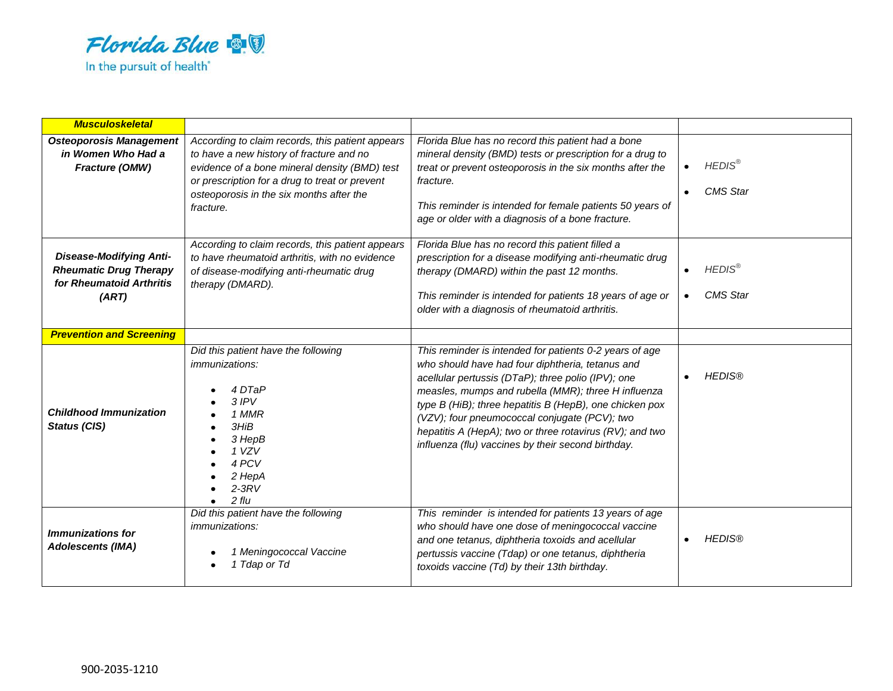| *Musculoskeletal* | | | |
|---|---|---|---|
| ***Osteoporosis Management in Women Who Had a Fracture (OMW)*** | *According to claim records, this patient appears to have a new history of fracture and no evidence of a bone mineral density (BMD) test or prescription for a drug to treat or prevent osteoporosis in the six months after the fracture.* | *Florida Blue has no record this patient had a bone mineral density (BMD) tests or prescription for a drug to treat or prevent osteoporosis in the six months after the fracture.*<br><br>*This reminder is intended for female patients 50 years of age or older with a diagnosis of a bone fracture.* | • *HEDIS®*<br>• *CMS Star* |
| ***Disease-Modifying Anti-Rheumatic Drug Therapy for Rheumatoid Arthritis (ART)*** | *According to claim records, this patient appears to have rheumatoid arthritis, with no evidence of disease-modifying anti-rheumatic drug therapy (DMARD).* | *Florida Blue has no record this patient filled a prescription for a disease modifying anti-rheumatic drug therapy (DMARD) within the past 12 months.*<br><br>*This reminder is intended for patients 18 years of age or older with a diagnosis of rheumatoid arthritis.* | • *HEDIS®*<br>• *CMS Star* |
| ***Prevention and Screening*** | | | |
| ***Childhood Immunization Status (CIS)*** | *Did this patient have the following immunizations:*<br><br>• *4 DTaP*<br>• *3 IPV*<br>• *1 MMR*<br>• *3HiB*<br>• *3 HepB*<br>• *1 VZV*<br>• *4 PCV*<br>• *2 HepA*<br>• *2-3RV*<br>• *2 flu* | *This reminder is intended for patients 0-2 years of age who should have had four diphtheria, tetanus and acellular pertussis (DTaP); three polio (IPV); one measles, mumps and rubella (MMR); three H influenza type B (HiB); three hepatitis B (HepB), one chicken pox (VZV); four pneumococcal conjugate (PCV); two hepatitis A (HepA); two or three rotavirus (RV); and two influenza (flu) vaccines by their second birthday.* | • *HEDIS®* |
| ***Immunizations for Adolescents (IMA)*** | *Did this patient have the following immunizations:*<br><br>• *1 Meningococcal Vaccine*<br>• *1 Tdap or Td* | *This reminder is intended for patients 13 years of age who should have one dose of meningococcal vaccine and one tetanus, diphtheria toxoids and acellular pertussis vaccine (Tdap) or one tetanus, diphtheria toxoids vaccine (Td) by their 13th birthday.* | • *HEDIS®* |

900-2035-1210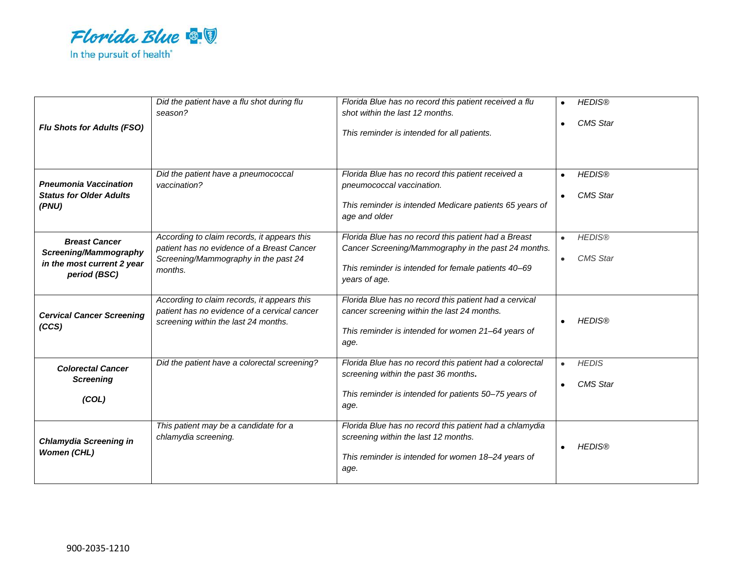| *Flu Shots for Adults (FSO)* | *Did the patient have a flu shot during flu season?* | *Florida Blue has no record this patient received a flu shot within the last 12 months.*<br><br>*This reminder is intended for all patients.* | • *HEDIS®*<br>• *CMS Star* |
|---|---|---|---|
| *Pneumonia Vaccination Status for Older Adults (PNU)* | *Did the patient have a pneumococcal vaccination?* | *Florida Blue has no record this patient received a pneumococcal vaccination.*<br><br>*This reminder is intended Medicare patients 65 years of age and older* | • *HEDIS®*<br>• *CMS Star* |
| *Breast Cancer Screening/Mammography in the most current 2 year period (BSC)* | *According to claim records, it appears this patient has no evidence of a Breast Cancer Screening/Mammography in the past 24 months.* | *Florida Blue has no record this patient had a Breast Cancer Screening/Mammography in the past 24 months.*<br><br>*This reminder is intended for female patients 40–69 years of age.* | • *HEDIS®*<br>• *CMS Star* |
| *Cervical Cancer Screening (CCS)* | *According to claim records, it appears this patient has no evidence of a cervical cancer screening within the last 24 months.* | *Florida Blue has no record this patient had a cervical cancer screening within the last 24 months.*<br><br>*This reminder is intended for women 21–64 years of age.* | • *HEDIS®* |
| *Colorectal Cancer Screening*<br><br>*(COL)* | *Did the patient have a colorectal screening?* | *Florida Blue has no record this patient had a colorectal screening within the past 36 months.*<br><br>*This reminder is intended for patients 50–75 years of age.* | • *HEDIS*<br>• *CMS Star* |
| *Chlamydia Screening in Women (CHL)* | *This patient may be a candidate for a chlamydia screening.* | *Florida Blue has no record this patient had a chlamydia screening within the last 12 months.*<br><br>*This reminder is intended for women 18–24 years of age.* | • *HEDIS®* |

900-2035-1210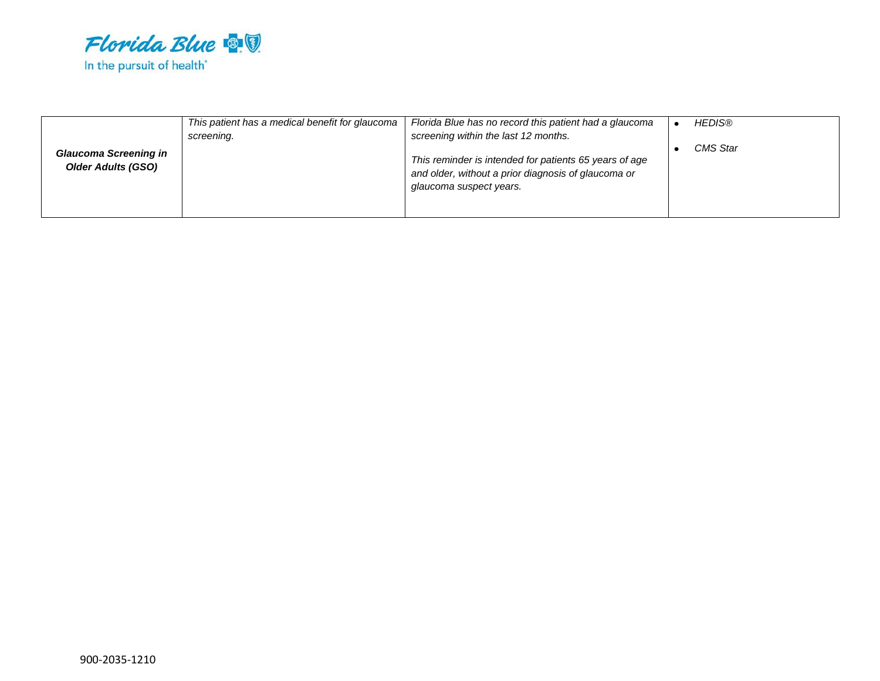Florida Blue
In the pursuit of health®

| | | | |
|---|---|---|---|
| ***Glaucoma Screening in Older Adults (GSO)*** | *This patient has a medical benefit for glaucoma screening.* | *Florida Blue has no record this patient had a glaucoma screening within the last 12 months.*<br><br>*This reminder is intended for patients 65 years of age and older, without a prior diagnosis of glaucoma or glaucoma suspect years.* | • *HEDIS®*<br>• *CMS Star* |

900-2035-1210